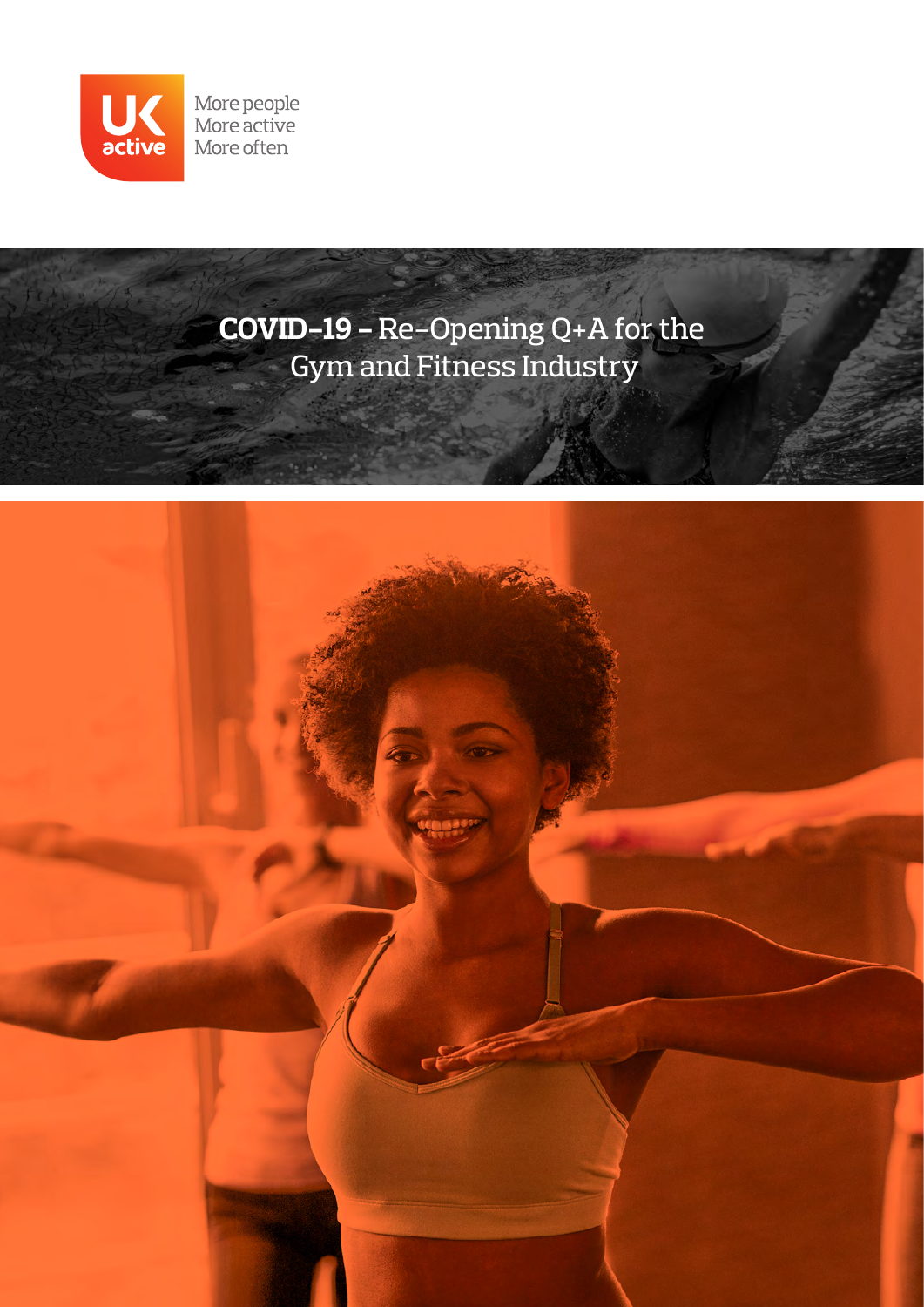UK active

More people
More active
More often

# COVID-19 – Re-Opening Q+A for the Gym and Fitness Industry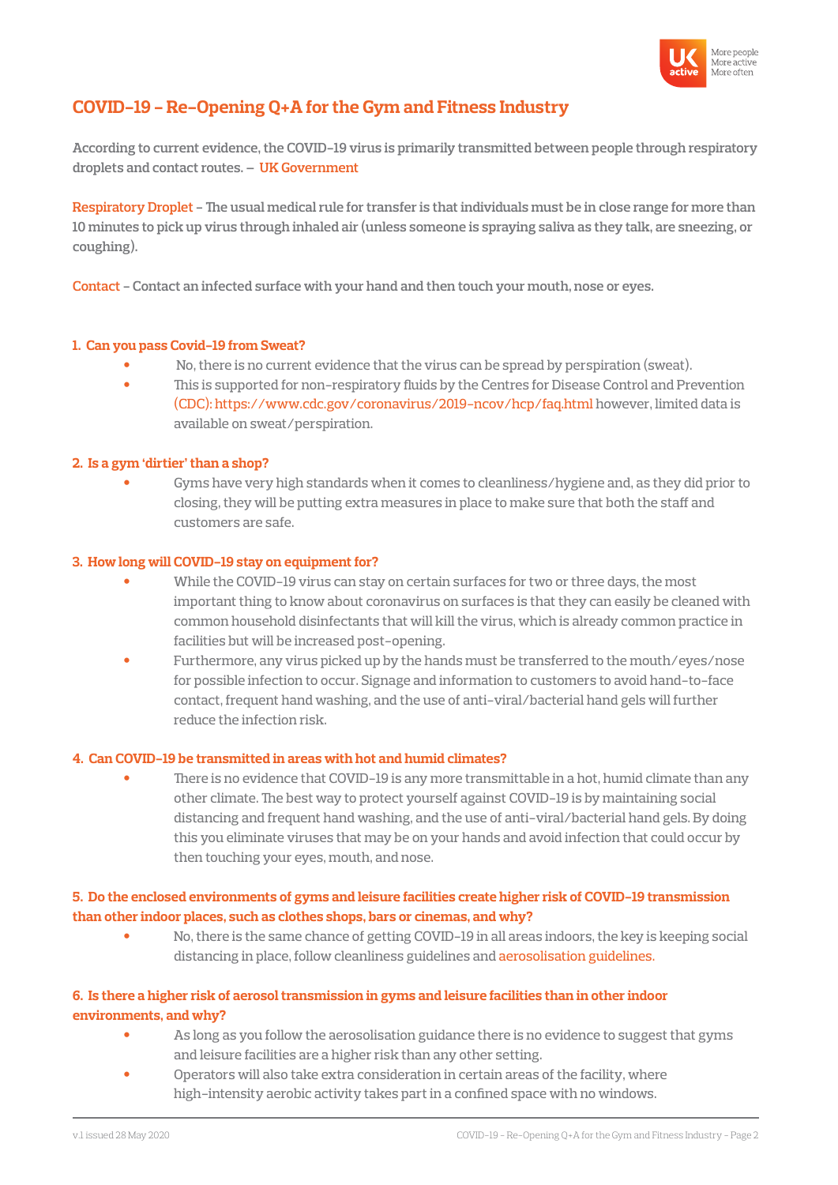# COVID-19 – Re-Opening Q+A for the Gym and Fitness Industry

According to current evidence, the COVID-19 virus is primarily transmitted between people through respiratory droplets and contact routes. – UK Government

Respiratory Droplet – The usual medical rule for transfer is that individuals must be in close range for more than 10 minutes to pick up virus through inhaled air (unless someone is spraying saliva as they talk, are sneezing, or coughing).

Contact – Contact an infected surface with your hand and then touch your mouth, nose or eyes.

### 1. Can you pass Covid-19 from Sweat?

- No, there is no current evidence that the virus can be spread by perspiration (sweat).
- This is supported for non-respiratory fluids by the Centres for Disease Control and Prevention (CDC): https://www.cdc.gov/coronavirus/2019-ncov/hcp/faq.html however, limited data is available on sweat/perspiration.

### 2. Is a gym 'dirtier' than a shop?

- Gyms have very high standards when it comes to cleanliness/hygiene and, as they did prior to closing, they will be putting extra measures in place to make sure that both the staff and customers are safe.

### 3. How long will COVID-19 stay on equipment for?

- While the COVID-19 virus can stay on certain surfaces for two or three days, the most important thing to know about coronavirus on surfaces is that they can easily be cleaned with common household disinfectants that will kill the virus, which is already common practice in facilities but will be increased post-opening.
- Furthermore, any virus picked up by the hands must be transferred to the mouth/eyes/nose for possible infection to occur. Signage and information to customers to avoid hand-to-face contact, frequent hand washing, and the use of anti-viral/bacterial hand gels will further reduce the infection risk.

### 4. Can COVID-19 be transmitted in areas with hot and humid climates?

- There is no evidence that COVID-19 is any more transmittable in a hot, humid climate than any other climate. The best way to protect yourself against COVID-19 is by maintaining social distancing and frequent hand washing, and the use of anti-viral/bacterial hand gels. By doing this you eliminate viruses that may be on your hands and avoid infection that could occur by then touching your eyes, mouth, and nose.

### 5. Do the enclosed environments of gyms and leisure facilities create higher risk of COVID-19 transmission than other indoor places, such as clothes shops, bars or cinemas, and why?

- No, there is the same chance of getting COVID-19 in all areas indoors, the key is keeping social distancing in place, follow cleanliness guidelines and aerosolisation guidelines.

### 6. Is there a higher risk of aerosol transmission in gyms and leisure facilities than in other indoor environments, and why?

- As long as you follow the aerosolisation guidance there is no evidence to suggest that gyms and leisure facilities are a higher risk than any other setting.
- Operators will also take extra consideration in certain areas of the facility, where high-intensity aerobic activity takes part in a confined space with no windows.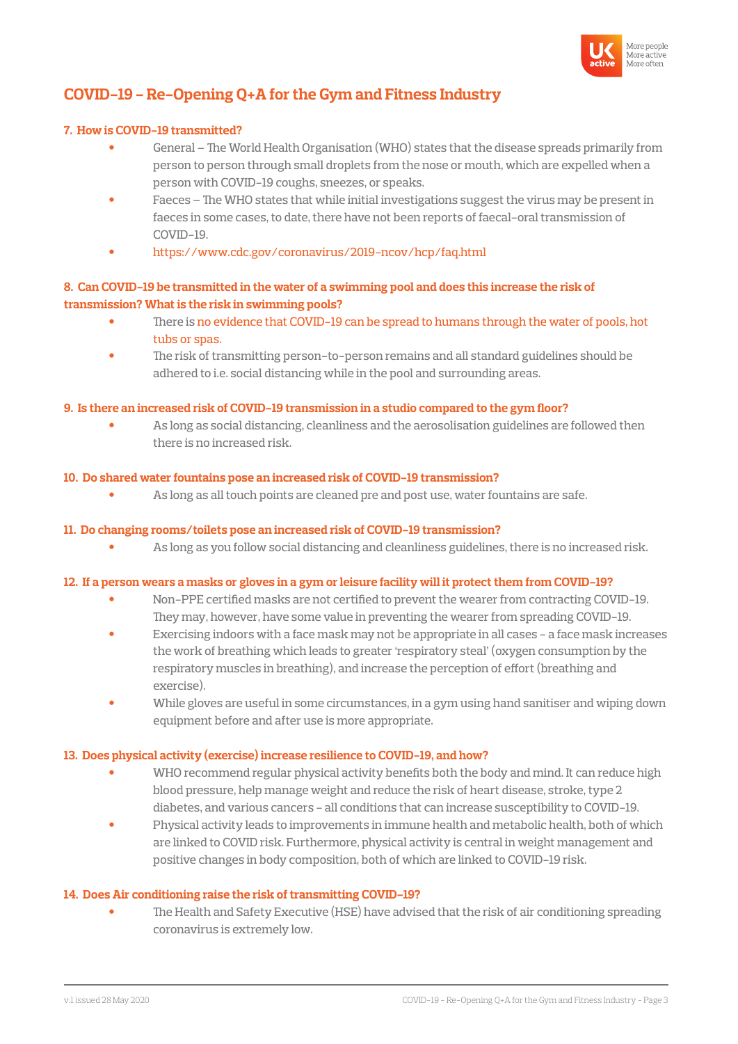## COVID-19 – Re-Opening Q+A for the Gym and Fitness Industry

### 7. How is COVID-19 transmitted?

- General – The World Health Organisation (WHO) states that the disease spreads primarily from person to person through small droplets from the nose or mouth, which are expelled when a person with COVID-19 coughs, sneezes, or speaks.
- Faeces – The WHO states that while initial investigations suggest the virus may be present in faeces in some cases, to date, there have not been reports of faecal-oral transmission of COVID-19.
- https://www.cdc.gov/coronavirus/2019-ncov/hcp/faq.html

### 8. Can COVID-19 be transmitted in the water of a swimming pool and does this increase the risk of transmission? What is the risk in swimming pools?

- There is no evidence that COVID-19 can be spread to humans through the water of pools, hot tubs or spas.
- The risk of transmitting person-to-person remains and all standard guidelines should be adhered to i.e. social distancing while in the pool and surrounding areas.

### 9. Is there an increased risk of COVID-19 transmission in a studio compared to the gym floor?

- As long as social distancing, cleanliness and the aerosolisation guidelines are followed then there is no increased risk.

### 10. Do shared water fountains pose an increased risk of COVID-19 transmission?

- As long as all touch points are cleaned pre and post use, water fountains are safe.

### 11. Do changing rooms/toilets pose an increased risk of COVID-19 transmission?

- As long as you follow social distancing and cleanliness guidelines, there is no increased risk.

### 12. If a person wears a masks or gloves in a gym or leisure facility will it protect them from COVID-19?

- Non-PPE certified masks are not certified to prevent the wearer from contracting COVID-19. They may, however, have some value in preventing the wearer from spreading COVID-19.
- Exercising indoors with a face mask may not be appropriate in all cases – a face mask increases the work of breathing which leads to greater 'respiratory steal' (oxygen consumption by the respiratory muscles in breathing), and increase the perception of effort (breathing and exercise).
- While gloves are useful in some circumstances, in a gym using hand sanitiser and wiping down equipment before and after use is more appropriate.

### 13. Does physical activity (exercise) increase resilience to COVID-19, and how?

- WHO recommend regular physical activity benefits both the body and mind. It can reduce high blood pressure, help manage weight and reduce the risk of heart disease, stroke, type 2 diabetes, and various cancers – all conditions that can increase susceptibility to COVID-19.
- Physical activity leads to improvements in immune health and metabolic health, both of which are linked to COVID risk. Furthermore, physical activity is central in weight management and positive changes in body composition, both of which are linked to COVID-19 risk.

### 14. Does Air conditioning raise the risk of transmitting COVID-19?

- The Health and Safety Executive (HSE) have advised that the risk of air conditioning spreading coronavirus is extremely low.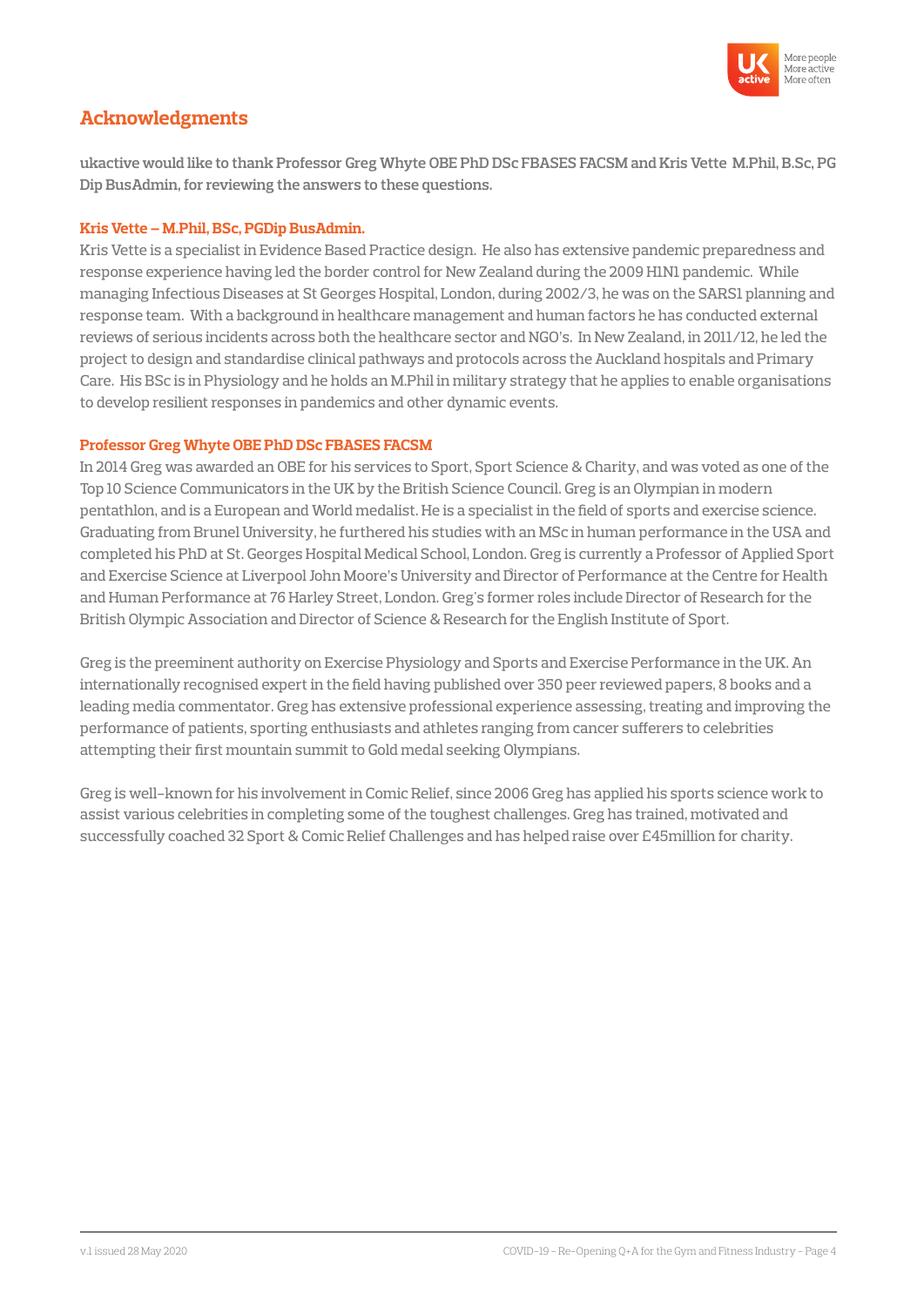## Acknowledgments

ukactive would like to thank Professor Greg Whyte OBE PhD DSc FBASES FACSM and Kris Vette M.Phil, B.Sc, PG Dip BusAdmin, for reviewing the answers to these questions.

### Kris Vette – M.Phil, BSc, PGDip BusAdmin.

Kris Vette is a specialist in Evidence Based Practice design. He also has extensive pandemic preparedness and response experience having led the border control for New Zealand during the 2009 H1N1 pandemic. While managing Infectious Diseases at St Georges Hospital, London, during 2002/3, he was on the SARS1 planning and response team. With a background in healthcare management and human factors he has conducted external reviews of serious incidents across both the healthcare sector and NGO's. In New Zealand, in 2011/12, he led the project to design and standardise clinical pathways and protocols across the Auckland hospitals and Primary Care. His BSc is in Physiology and he holds an M.Phil in military strategy that he applies to enable organisations to develop resilient responses in pandemics and other dynamic events.

### Professor Greg Whyte OBE PhD DSc FBASES FACSM

In 2014 Greg was awarded an OBE for his services to Sport, Sport Science & Charity, and was voted as one of the Top 10 Science Communicators in the UK by the British Science Council. Greg is an Olympian in modern pentathlon, and is a European and World medalist. He is a specialist in the field of sports and exercise science. Graduating from Brunel University, he furthered his studies with an MSc in human performance in the USA and completed his PhD at St. Georges Hospital Medical School, London. Greg is currently a Professor of Applied Sport and Exercise Science at Liverpool John Moore's University and Director of Performance at the Centre for Health and Human Performance at 76 Harley Street, London. Greg's former roles include Director of Research for the British Olympic Association and Director of Science & Research for the English Institute of Sport.

Greg is the preeminent authority on Exercise Physiology and Sports and Exercise Performance in the UK. An internationally recognised expert in the field having published over 350 peer reviewed papers, 8 books and a leading media commentator. Greg has extensive professional experience assessing, treating and improving the performance of patients, sporting enthusiasts and athletes ranging from cancer sufferers to celebrities attempting their first mountain summit to Gold medal seeking Olympians.

Greg is well-known for his involvement in Comic Relief, since 2006 Greg has applied his sports science work to assist various celebrities in completing some of the toughest challenges. Greg has trained, motivated and successfully coached 32 Sport & Comic Relief Challenges and has helped raise over £45million for charity.